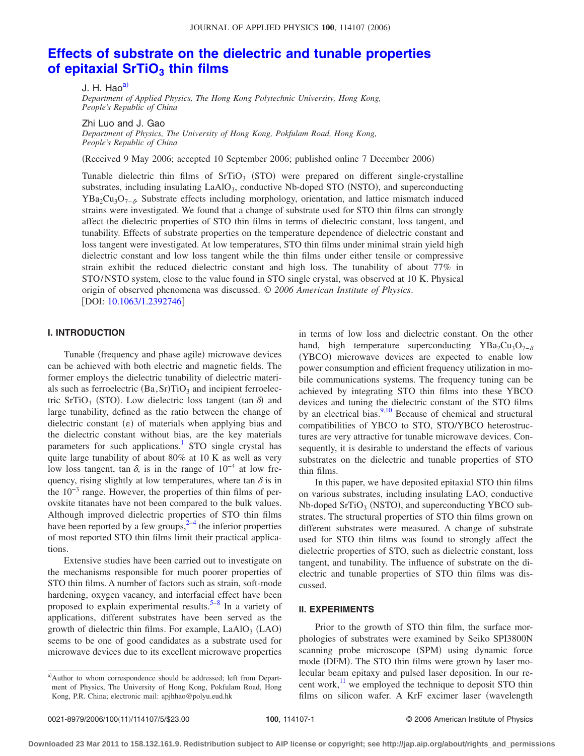# Effects of substrate on the dielectric and tunable properties of epitaxial $SrTiO_3$ thin films

J. H. Hao[a)]
*Department of Applied Physics, The Hong Kong Polytechnic University, Hong Kong, People's Republic of China*

Zhi Luo and J. Gao
*Department of Physics, The University of Hong Kong, Pokfulam Road, Hong Kong, People's Republic of China*

(Received 9 May 2006; accepted 10 September 2006; published online 7 December 2006)

Tunable dielectric thin films of $SrTiO_3$ (STO) were prepared on different single-crystalline substrates, including insulating $LaAlO_3$, conductive Nb-doped STO (NSTO), and superconducting $YBa_2Cu_3O_{7-\delta}$. Substrate effects including morphology, orientation, and lattice mismatch induced strains were investigated. We found that a change of substrate used for STO thin films can strongly affect the dielectric properties of STO thin films in terms of dielectric constant, loss tangent, and tunability. Effects of substrate properties on the temperature dependence of dielectric constant and loss tangent were investigated. At low temperatures, STO thin films under minimal strain yield high dielectric constant and low loss tangent while the thin films under either tensile or compressive strain exhibit the reduced dielectric constant and high loss. The tunability of about 77% in STO/NSTO system, close to the value found in STO single crystal, was observed at 10 K. Physical origin of observed phenomena was discussed. *© 2006 American Institute of Physics*. [DOI: 10.1063/1.2392746]

## I. INTRODUCTION

Tunable (frequency and phase agile) microwave devices can be achieved with both electric and magnetic fields. The former employs the dielectric tunability of dielectric materials such as ferroelectric $(Ba,Sr)TiO_3$ and incipient ferroelectric $SrTiO_3$ (STO). Low dielectric loss tangent ($\tan \delta$) and large tunability, defined as the ratio between the change of dielectric constant ($\varepsilon$) of materials when applying bias and the dielectric constant without bias, are the key materials parameters for such applications.[1] STO single crystal has quite large tunability of about 80% at 10 K as well as very low loss tangent, $\tan \delta$, is in the range of $10^{-4}$ at low frequency, rising slightly at low temperatures, where $\tan \delta$ is in the $10^{-3}$ range. However, the properties of thin films of perovskite titanates have not been compared to the bulk values. Although improved dielectric properties of STO thin films have been reported by a few groups,[2–4] the inferior properties of most reported STO thin films limit their practical applications.

Extensive studies have been carried out to investigate on the mechanisms responsible for much poorer properties of STO thin films. A number of factors such as strain, soft-mode hardening, oxygen vacancy, and interfacial effect have been proposed to explain experimental results.[5–8] In a variety of applications, different substrates have been served as the growth of dielectric thin films. For example, $LaAlO_3$ (LAO) seems to be one of good candidates as a substrate used for microwave devices due to its excellent microwave properties in terms of low loss and dielectric constant. On the other hand, high temperature superconducting $YBa_2Cu_3O_{7-\delta}$ (YBCO) microwave devices are expected to enable low power consumption and efficient frequency utilization in mobile communications systems. The frequency tuning can be achieved by integrating STO thin films into these YBCO devices and tuning the dielectric constant of the STO films by an electrical bias.[9,10] Because of chemical and structural compatibilities of YBCO to STO, STO/YBCO heterostructures are very attractive for tunable microwave devices. Consequently, it is desirable to understand the effects of various substrates on the dielectric and tunable properties of STO thin films.

In this paper, we have deposited epitaxial STO thin films on various substrates, including insulating LAO, conductive Nb-doped $SrTiO_3$ (NSTO), and superconducting YBCO substrates. The structural properties of STO thin films grown on different substrates were measured. A change of substrate used for STO thin films was found to strongly affect the dielectric properties of STO, such as dielectric constant, loss tangent, and tunability. The influence of substrate on the dielectric and tunable properties of STO thin films was discussed.

## II. EXPERIMENTS

Prior to the growth of STO thin film, the surface morphologies of substrates were examined by Seiko SPI3800N scanning probe microscope (SPM) using dynamic force mode (DFM). The STO thin films were grown by laser molecular beam epitaxy and pulsed laser deposition. In our recent work,[11] we employed the technique to deposit STO thin films on silicon wafer. A KrF excimer laser (wavelength

[a)]Author to whom correspondence should be addressed; left from Department of Physics, The University of Hong Kong, Pokfulam Road, Hong Kong, P.R. China; electronic mail: apjhhao@polyu.eud.hk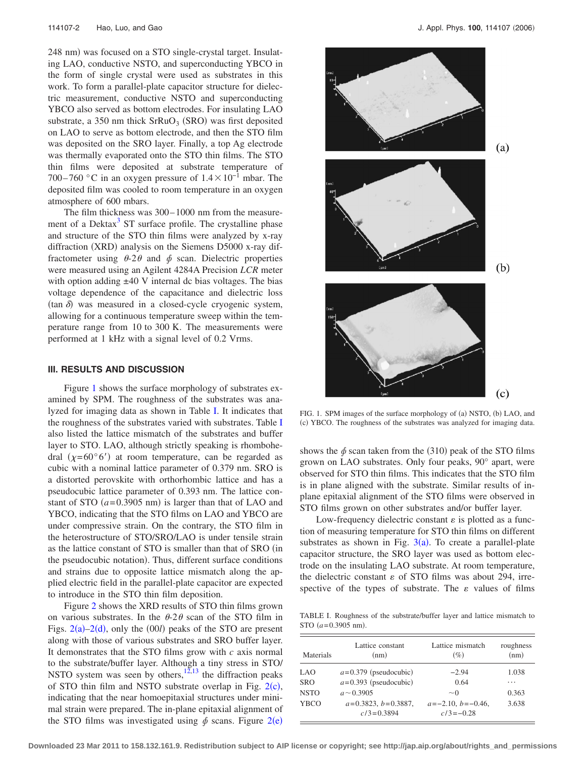248 nm) was focused on a STO single-crystal target. Insulating LAO, conductive NSTO, and superconducting YBCO in the form of single crystal were used as substrates in this work. To form a parallel-plate capacitor structure for dielectric measurement, conductive NSTO and superconducting YBCO also served as bottom electrodes. For insulating LAO substrate, a 350 nm thick $SrRuO_3$ (SRO) was first deposited on LAO to serve as bottom electrode, and then the STO film was deposited on the SRO layer. Finally, a top Ag electrode was thermally evaporated onto the STO thin films. The STO thin films were deposited at substrate temperature of 700–760 °C in an oxygen pressure of $1.4 \times 10^{-1}$ mbar. The deposited film was cooled to room temperature in an oxygen atmosphere of 600 mbars.

The film thickness was 300–1000 nm from the measurement of a Dektax[3] ST surface profile. The crystalline phase and structure of the STO thin films were analyzed by x-ray diffraction (XRD) analysis on the Siemens D5000 x-ray diffractometer using $\theta$-$2\theta$ and $\phi$ scan. Dielectric properties were measured using an Agilent 4284A Precision *LCR* meter with option adding ±40 V internal dc bias voltages. The bias voltage dependence of the capacitance and dielectric loss ($\tan \delta$) was measured in a closed-cycle cryogenic system, allowing for a continuous temperature sweep within the temperature range from 10 to 300 K. The measurements were performed at 1 kHz with a signal level of 0.2 Vrms.

## III. RESULTS AND DISCUSSION

Figure 1 shows the surface morphology of substrates examined by SPM. The roughness of the substrates was analyzed for imaging data as shown in Table I. It indicates that the roughness of the substrates varied with substrates. Table I also listed the lattice mismatch of the substrates and buffer layer to STO. LAO, although strictly speaking is rhombohedral ($\chi = 60°6'$) at room temperature, can be regarded as cubic with a nominal lattice parameter of 0.379 nm. SRO is a distorted perovskite with orthorhombic lattice and has a pseudocubic lattice parameter of 0.393 nm. The lattice constant of STO ($a = 0.3905$ nm) is larger than that of LAO and YBCO, indicating that the STO films on LAO and YBCO are under compressive strain. On the contrary, the STO film in the heterostructure of STO/SRO/LAO is under tensile strain as the lattice constant of STO is smaller than that of SRO (in the pseudocubic notation). Thus, different surface conditions and strains due to opposite lattice mismatch along the applied electric field in the parallel-plate capacitor are expected to introduce in the STO thin film deposition.

Figure 2 shows the XRD results of STO thin films grown on various substrates. In the $\theta$-$2\theta$ scan of the STO film in Figs. 2(a)–2(d), only the (00*l*) peaks of the STO are present along with those of various substrates and SRO buffer layer. It demonstrates that the STO films grow with *c* axis normal to the substrate/buffer layer. Although a tiny stress in STO/NSTO system was seen by others,[12,13] the diffraction peaks of STO thin film and NSTO substrate overlap in Fig. 2(c), indicating that the near homoepitaxial structures under minimal strain were prepared. The in-plane epitaxial alignment of the STO films was investigated using $\phi$ scans. Figure 2(e) shows the $\phi$ scan taken from the (310) peak of the STO films grown on LAO substrates. Only four peaks, 90° apart, were observed for STO thin films. This indicates that the STO film is in plane aligned with the substrate. Similar results of in-plane epitaxial alignment of the STO films were observed in STO films grown on other substrates and/or buffer layer.

FIG. 1. SPM images of the surface morphology of (a) NSTO, (b) LAO, and (c) YBCO. The roughness of the substrates was analyzed for imaging data.

Low-frequency dielectric constant $\varepsilon$ is plotted as a function of measuring temperature for STO thin films on different substrates as shown in Fig. 3(a). To create a parallel-plate capacitor structure, the SRO layer was used as bottom electrode on the insulating LAO substrate. At room temperature, the dielectric constant $\varepsilon$ of STO films was about 294, irrespective of the types of substrate. The $\varepsilon$ values of films

TABLE I. Roughness of the substrate/buffer layer and lattice mismatch to STO ($a = 0.3905$ nm).

| Materials | Lattice constant (nm) | Lattice mismatch (%) | roughness (nm) |
|---|---|---|---|
| LAO | $a=0.379$ (pseudocubic) | −2.94 | 1.038 |
| SRO | $a=0.393$ (pseudocubic) | 0.64 | ⋯ |
| NSTO | $a \sim 0.3905$ | $\sim 0$ | 0.363 |
| YBCO | $a=0.3823$, $b=0.3887$, $c/3=0.3894$ | $a=-2.10$, $b=-0.46$, $c/3=-0.28$ | 3.638 |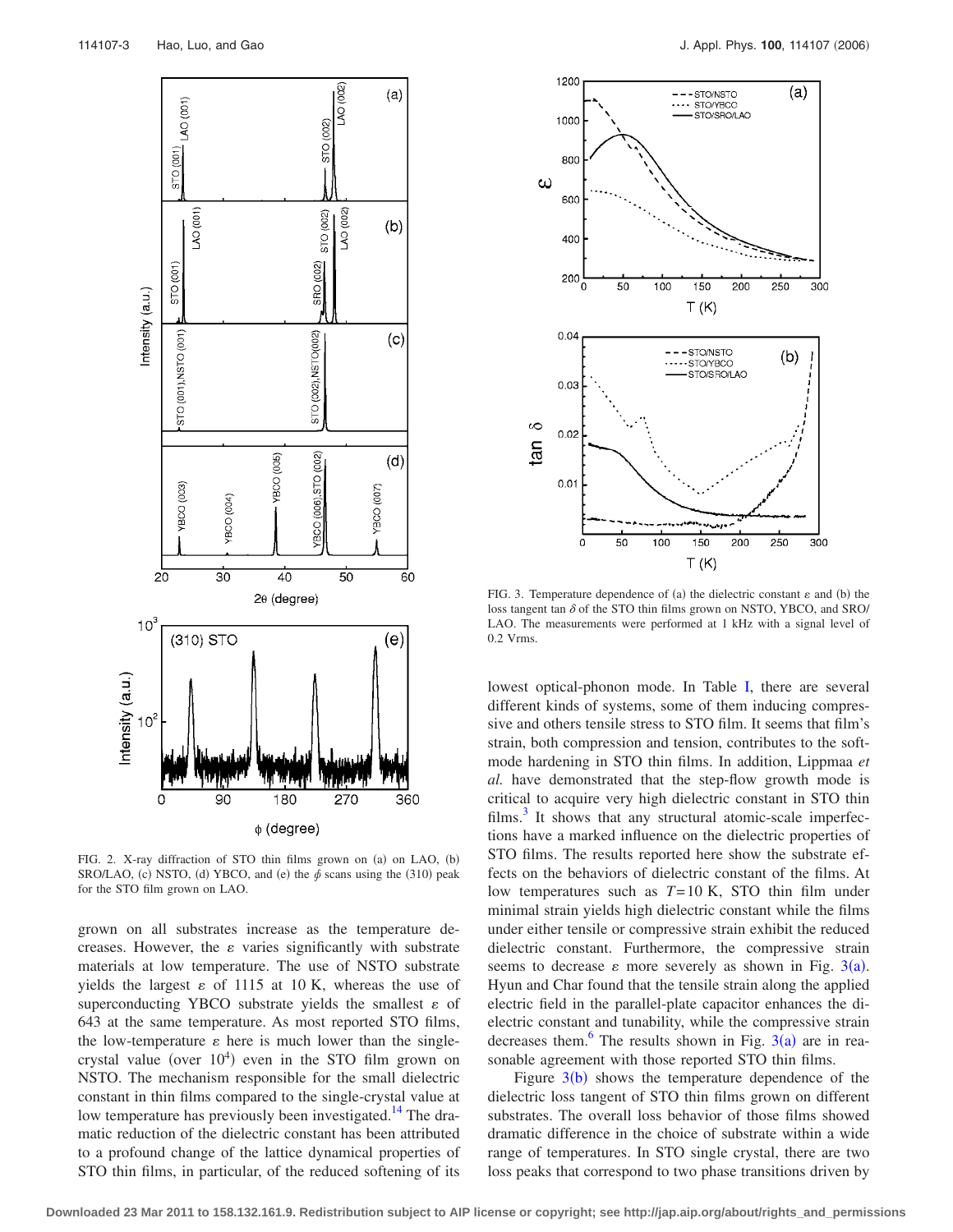FIG. 2. X-ray diffraction of STO thin films grown on (a) on LAO, (b) SRO/LAO, (c) NSTO, (d) YBCO, and (e) the $\phi$ scans using the (310) peak for the STO film grown on LAO.

grown on all substrates increase as the temperature decreases. However, the $\varepsilon$ varies significantly with substrate materials at low temperature. The use of NSTO substrate yields the largest $\varepsilon$ of 1115 at 10 K, whereas the use of superconducting YBCO substrate yields the smallest $\varepsilon$ of 643 at the same temperature. As most reported STO films, the low-temperature $\varepsilon$ here is much lower than the single-crystal value (over $10^4$) even in the STO film grown on NSTO. The mechanism responsible for the small dielectric constant in thin films compared to the single-crystal value at low temperature has previously been investigated.[14] The dramatic reduction of the dielectric constant has been attributed to a profound change of the lattice dynamical properties of STO thin films, in particular, of the reduced softening of its lowest optical-phonon mode. In Table I, there are several different kinds of systems, some of them inducing compressive and others tensile stress to STO film. It seems that film's strain, both compression and tension, contributes to the soft-mode hardening in STO thin films. In addition, Lippmaa *et al.* have demonstrated that the step-flow growth mode is critical to acquire very high dielectric constant in STO thin films.[3] It shows that any structural atomic-scale imperfections have a marked influence on the dielectric properties of STO films. The results reported here show the substrate effects on the behaviors of dielectric constant of the films. At low temperatures such as $T=10$ K, STO thin film under minimal strain yields high dielectric constant while the films under either tensile or compressive strain exhibit the reduced dielectric constant. Furthermore, the compressive strain seems to decrease $\varepsilon$ more severely as shown in Fig. 3(a). Hyun and Char found that the tensile strain along the applied electric field in the parallel-plate capacitor enhances the dielectric constant and tunability, while the compressive strain decreases them.[6] The results shown in Fig. 3(a) are in reasonable agreement with those reported STO thin films.

FIG. 3. Temperature dependence of (a) the dielectric constant $\varepsilon$ and (b) the loss tangent $\tan\delta$ of the STO thin films grown on NSTO, YBCO, and SRO/LAO. The measurements were performed at 1 kHz with a signal level of 0.2 Vrms.

Figure 3(b) shows the temperature dependence of the dielectric loss tangent of STO thin films grown on different substrates. The overall loss behavior of those films showed dramatic difference in the choice of substrate within a wide range of temperatures. In STO single crystal, there are two loss peaks that correspond to two phase transitions driven by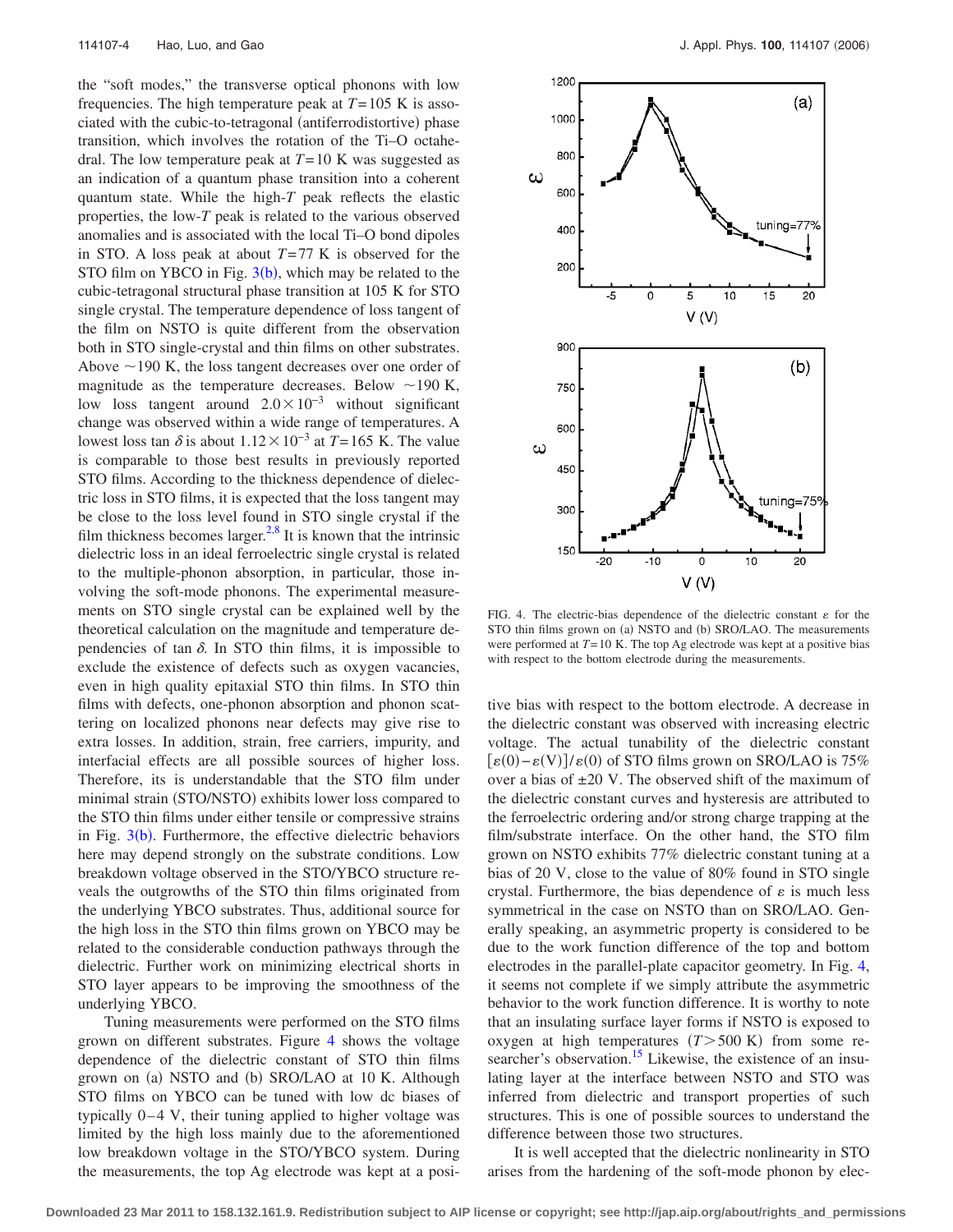the "soft modes," the transverse optical phonons with low frequencies. The high temperature peak at $T=105$ K is associated with the cubic-to-tetragonal (antiferrodistortive) phase transition, which involves the rotation of the Ti–O octahedral. The low temperature peak at $T=10$ K was suggested as an indication of a quantum phase transition into a coherent quantum state. While the high-$T$ peak reflects the elastic properties, the low-$T$ peak is related to the various observed anomalies and is associated with the local Ti–O bond dipoles in STO. A loss peak at about $T=77$ K is observed for the STO film on YBCO in Fig. 3(b), which may be related to the cubic-tetragonal structural phase transition at 105 K for STO single crystal. The temperature dependence of loss tangent of the film on NSTO is quite different from the observation both in STO single-crystal and thin films on other substrates. Above ~190 K, the loss tangent decreases over one order of magnitude as the temperature decreases. Below ~190 K, low loss tangent around $2.0\times10^{-3}$ without significant change was observed within a wide range of temperatures. A lowest loss tan $\delta$ is about $1.12\times10^{-3}$ at $T=165$ K. The value is comparable to those best results in previously reported STO films. According to the thickness dependence of dielectric loss in STO films, it is expected that the loss tangent may be close to the loss level found in STO single crystal if the film thickness becomes larger.[2,8] It is known that the intrinsic dielectric loss in an ideal ferroelectric single crystal is related to the multiple-phonon absorption, in particular, those involving the soft-mode phonons. The experimental measurements on STO single crystal can be explained well by the theoretical calculation on the magnitude and temperature dependencies of tan $\delta$. In STO thin films, it is impossible to exclude the existence of defects such as oxygen vacancies, even in high quality epitaxial STO thin films. In STO thin films with defects, one-phonon absorption and phonon scattering on localized phonons near defects may give rise to extra losses. In addition, strain, free carriers, impurity, and interfacial effects are all possible sources of higher loss. Therefore, its is understandable that the STO film under minimal strain (STO/NSTO) exhibits lower loss compared to the STO thin films under either tensile or compressive strains in Fig. 3(b). Furthermore, the effective dielectric behaviors here may depend strongly on the substrate conditions. Low breakdown voltage observed in the STO/YBCO structure reveals the outgrowths of the STO thin films originated from the underlying YBCO substrates. Thus, additional source for the high loss in the STO thin films grown on YBCO may be related to the considerable conduction pathways through the dielectric. Further work on minimizing electrical shorts in STO layer appears to be improving the smoothness of the underlying YBCO.

Tuning measurements were performed on the STO films grown on different substrates. Figure 4 shows the voltage dependence of the dielectric constant of STO thin films grown on (a) NSTO and (b) SRO/LAO at 10 K. Although STO films on YBCO can be tuned with low dc biases of typically 0–4 V, their tuning applied to higher voltage was limited by the high loss mainly due to the aforementioned low breakdown voltage in the STO/YBCO system. During the measurements, the top Ag electrode was kept at a positive bias with respect to the bottom electrode. A decrease in the dielectric constant was observed with increasing electric voltage. The actual tunability of the dielectric constant $[\varepsilon(0)-\varepsilon(V)]/\varepsilon(0)$ of STO films grown on SRO/LAO is 75% over a bias of ±20 V. The observed shift of the maximum of the dielectric constant curves and hysteresis are attributed to the ferroelectric ordering and/or strong charge trapping at the film/substrate interface. On the other hand, the STO film grown on NSTO exhibits 77% dielectric constant tuning at a bias of 20 V, close to the value of 80% found in STO single crystal. Furthermore, the bias dependence of $\varepsilon$ is much less symmetrical in the case on NSTO than on SRO/LAO. Generally speaking, an asymmetric property is considered to be due to the work function difference of the top and bottom electrodes in the parallel-plate capacitor geometry. In Fig. 4, it seems not complete if we simply attribute the asymmetric behavior to the work function difference. It is worthy to note that an insulating surface layer forms if NSTO is exposed to oxygen at high temperatures ($T>500$ K) from some researcher's observation.[15] Likewise, the existence of an insulating layer at the interface between NSTO and STO was inferred from dielectric and transport properties of such structures. This is one of possible sources to understand the difference between those two structures.

FIG. 4. The electric-bias dependence of the dielectric constant $\varepsilon$ for the STO thin films grown on (a) NSTO and (b) SRO/LAO. The measurements were performed at $T=10$ K. The top Ag electrode was kept at a positive bias with respect to the bottom electrode during the measurements.

It is well accepted that the dielectric nonlinearity in STO arises from the hardening of the soft-mode phonon by elec-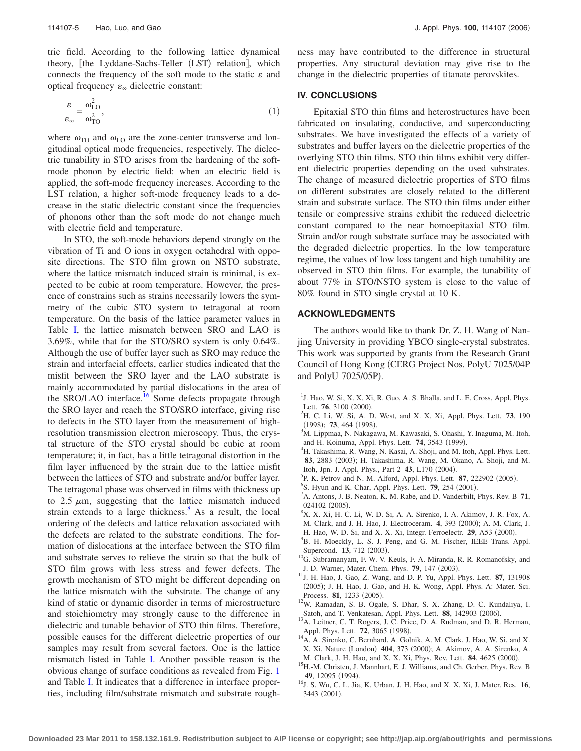tric field. According to the following lattice dynamical theory, [the Lyddane-Sachs-Teller (LST) relation], which connects the frequency of the soft mode to the static $\varepsilon$ and optical frequency $\varepsilon_\infty$ dielectric constant:

$$\frac{\varepsilon}{\varepsilon_\infty} = \frac{\omega_{\mathrm{LO}}^2}{\omega_{\mathrm{TO}}^2}, \qquad (1)$$

where $\omega_{\mathrm{TO}}$ and $\omega_{\mathrm{LO}}$ are the zone-center transverse and longitudinal optical mode frequencies, respectively. The dielectric tunability in STO arises from the hardening of the soft-mode phonon by electric field: when an electric field is applied, the soft-mode frequency increases. According to the LST relation, a higher soft-mode frequency leads to a decrease in the static dielectric constant since the frequencies of phonons other than the soft mode do not change much with electric field and temperature.

In STO, the soft-mode behaviors depend strongly on the vibration of Ti and O ions in oxygen octahedral with opposite directions. The STO film grown on NSTO substrate, where the lattice mismatch induced strain is minimal, is expected to be cubic at room temperature. However, the presence of constrains such as strains necessarily lowers the symmetry of the cubic STO system to tetragonal at room temperature. On the basis of the lattice parameter values in Table I, the lattice mismatch between SRO and LAO is 3.69%, while that for the STO/SRO system is only 0.64%. Although the use of buffer layer such as SRO may reduce the strain and interfacial effects, earlier studies indicated that the misfit between the SRO layer and the LAO substrate is mainly accommodated by partial dislocations in the area of the SRO/LAO interface.[16] Some defects propagate through the SRO layer and reach the STO/SRO interface, giving rise to defects in the STO layer from the measurement of high-resolution transmission electron microscopy. Thus, the crystal structure of the STO crystal should be cubic at room temperature; it, in fact, has a little tetragonal distortion in the film layer influenced by the strain due to the lattice misfit between the lattices of STO and substrate and/or buffer layer. The tetragonal phase was observed in films with thickness up to 2.5 $\mu$m, suggesting that the lattice mismatch induced strain extends to a large thickness.[8] As a result, the local ordering of the defects and lattice relaxation associated with the defects are related to the substrate conditions. The formation of dislocations at the interface between the STO film and substrate serves to relieve the strain so that the bulk of STO film grows with less stress and fewer defects. The growth mechanism of STO might be different depending on the lattice mismatch with the substrate. The change of any kind of static or dynamic disorder in terms of microstructure and stoichiometry may strongly cause to the difference in dielectric and tunable behavior of STO thin films. Therefore, possible causes for the different dielectric properties of our samples may result from several factors. One is the lattice mismatch listed in Table I. Another possible reason is the obvious change of surface conditions as revealed from Fig. 1 and Table I. It indicates that a difference in interface properties, including film/substrate mismatch and substrate roughness may have contributed to the difference in structural properties. Any structural deviation may give rise to the change in the dielectric properties of titanate perovskites.

## IV. CONCLUSIONS

Epitaxial STO thin films and heterostructures have been fabricated on insulating, conductive, and superconducting substrates. We have investigated the effects of a variety of substrates and buffer layers on the dielectric properties of the overlying STO thin films. STO thin films exhibit very different dielectric properties depending on the used substrates. The change of measured dielectric properties of STO films on different substrates are closely related to the different strain and substrate surface. The STO thin films under either tensile or compressive strains exhibit the reduced dielectric constant compared to the near homoepitaxial STO film. Strain and/or rough substrate surface may be associated with the degraded dielectric properties. In the low temperature regime, the values of low loss tangent and high tunability are observed in STO thin films. For example, the tunability of about 77% in STO/NSTO system is close to the value of 80% found in STO single crystal at 10 K.

## ACKNOWLEDGMENTS

The authors would like to thank Dr. Z. H. Wang of Nanjing University in providing YBCO single-crystal substrates. This work was supported by grants from the Research Grant Council of Hong Kong (CERG Project Nos. PolyU 7025/04P and PolyU 7025/05P).

[1] J. Hao, W. Si, X. X. Xi, R. Guo, A. S. Bhalla, and L. E. Cross, Appl. Phys. Lett. **76**, 3100 (2000).
[2] H. C. Li, W. Si, A. D. West, and X. X. Xi, Appl. Phys. Lett. **73**, 190 (1998); **73**, 464 (1998).
[3] M. Lippmaa, N. Nakagawa, M. Kawasaki, S. Ohashi, Y. Inaguma, M. Itoh, and H. Koinuma, Appl. Phys. Lett. **74**, 3543 (1999).
[4] H. Takashima, R. Wang, N. Kasai, A. Shoji, and M. Itoh, Appl. Phys. Lett. **83**, 2883 (2003); H. Takashima, R. Wang, M. Okano, A. Shoji, and M. Itoh, Jpn. J. Appl. Phys., Part 2 **43**, L170 (2004).
[5] P. K. Petrov and N. M. Alford, Appl. Phys. Lett. **87**, 222902 (2005).
[6] S. Hyun and K. Char, Appl. Phys. Lett. **79**, 254 (2001).
[7] A. Antons, J. B. Neaton, K. M. Rabe, and D. Vanderbilt, Phys. Rev. B **71**, 024102 (2005).
[8] X. X. Xi, H. C. Li, W. D. Si, A. A. Sirenko, I. A. Akimov, J. R. Fox, A. M. Clark, and J. H. Hao, J. Electroceram. **4**, 393 (2000); A. M. Clark, J. H. Hao, W. D. Si, and X. X. Xi, Integr. Ferroelectr. **29**, A53 (2000).
[9] B. H. Moeckly, L. S. J. Peng, and G. M. Fischer, IEEE Trans. Appl. Supercond. **13**, 712 (2003).
[10] G. Subramanyam, F. W. V. Keuls, F. A. Miranda, R. R. Romanofsky, and J. D. Warner, Mater. Chem. Phys. **79**, 147 (2003).
[11] J. H. Hao, J. Gao, Z. Wang, and D. P. Yu, Appl. Phys. Lett. **87**, 131908 (2005); J. H. Hao, J. Gao, and H. K. Wong, Appl. Phys. A: Mater. Sci. Process. **81**, 1233 (2005).
[12] W. Ramadan, S. B. Ogale, S. Dhar, S. X. Zhang, D. C. Kundaliya, I. Satoh, and T. Venkatesan, Appl. Phys. Lett. **88**, 142903 (2006).
[13] A. Leitner, C. T. Rogers, J. C. Price, D. A. Rudman, and D. R. Herman, Appl. Phys. Lett. **72**, 3065 (1998).
[14] A. A. Sirenko, C. Bernhard, A. Golnik, A. M. Clark, J. Hao, W. Si, and X. X. Xi, Nature (London) **404**, 373 (2000); A. Akimov, A. A. Sirenko, A. M. Clark, J. H. Hao, and X. X. Xi, Phys. Rev. Lett. **84**, 4625 (2000).
[15] H.-M. Christen, J. Mannhart, E. J. Williams, and Ch. Gerber, Phys. Rev. B **49**, 12095 (1994).
[16] J. S. Wu, C. L. Jia, K. Urban, J. H. Hao, and X. X. Xi, J. Mater. Res. **16**, 3443 (2001).